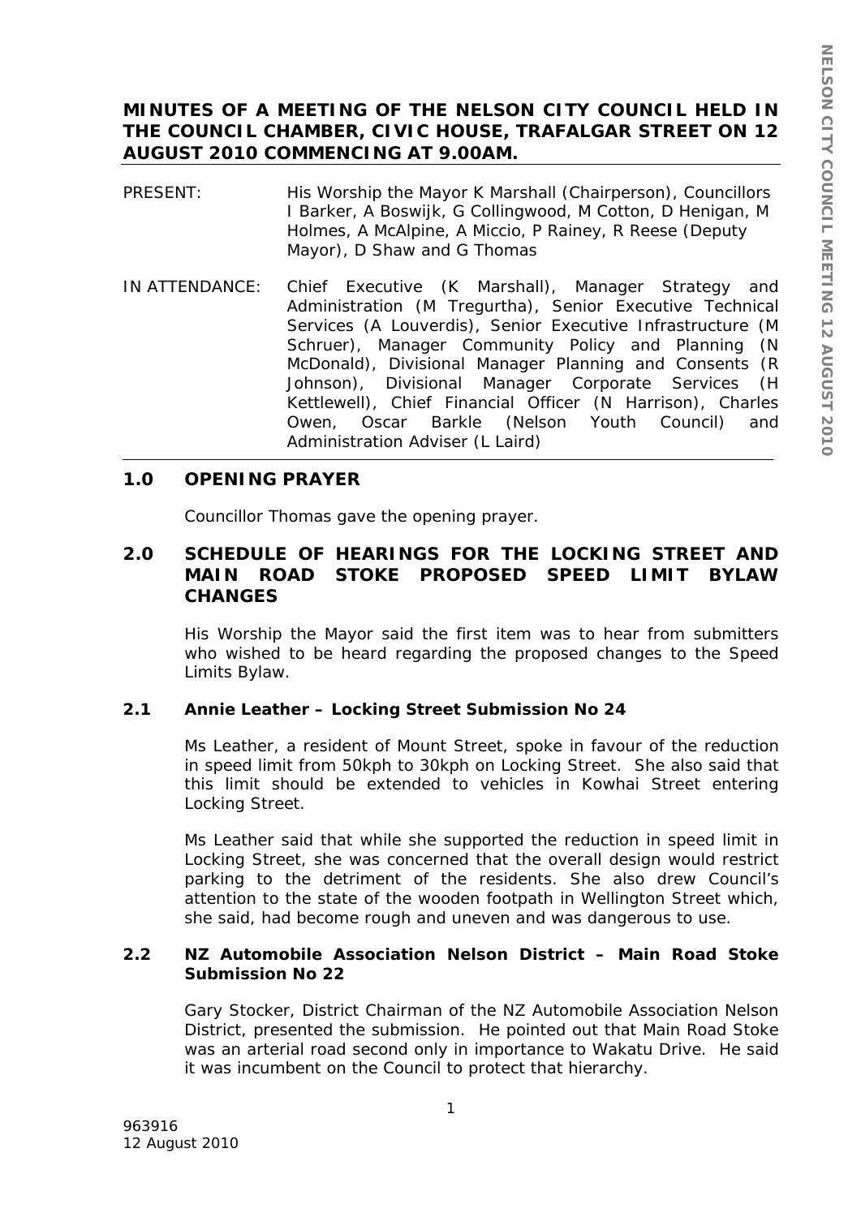**MINUTES OF A MEETING OF THE NELSON CITY COUNCIL HELD IN THE COUNCIL CHAMBER, CIVIC HOUSE, TRAFALGAR STREET ON 12 AUGUST 2010 COMMENCING AT 9.00AM.**

PRESENT: His Worship the Mayor K Marshall (Chairperson), Councillors I Barker, A Boswijk, G Collingwood, M Cotton, D Henigan, M Holmes, A McAlpine, A Miccio, P Rainey, R Reese (Deputy Mayor), D Shaw and G Thomas

IN ATTENDANCE: Chief Executive (K Marshall), Manager Strategy and Administration (M Tregurtha), Senior Executive Technical Services (A Louverdis), Senior Executive Infrastructure (M Schruer), Manager Community Policy and Planning (N McDonald), Divisional Manager Planning and Consents (R Johnson), Divisional Manager Corporate Services (H Kettlewell), Chief Financial Officer (N Harrison), Charles Owen, Oscar Barkle (Nelson Youth Council) and Administration Adviser (L Laird)

## 1.0 OPENING PRAYER

Councillor Thomas gave the opening prayer.

## 2.0 SCHEDULE OF HEARINGS FOR THE LOCKING STREET AND MAIN ROAD STOKE PROPOSED SPEED LIMIT BYLAW CHANGES

His Worship the Mayor said the first item was to hear from submitters who wished to be heard regarding the proposed changes to the Speed Limits Bylaw.

### 2.1 Annie Leather – Locking Street Submission No 24

Ms Leather, a resident of Mount Street, spoke in favour of the reduction in speed limit from 50kph to 30kph on Locking Street. She also said that this limit should be extended to vehicles in Kowhai Street entering Locking Street.

Ms Leather said that while she supported the reduction in speed limit in Locking Street, she was concerned that the overall design would restrict parking to the detriment of the residents. She also drew Council's attention to the state of the wooden footpath in Wellington Street which, she said, had become rough and uneven and was dangerous to use.

### 2.2 NZ Automobile Association Nelson District – Main Road Stoke Submission No 22

Gary Stocker, District Chairman of the NZ Automobile Association Nelson District, presented the submission. He pointed out that Main Road Stoke was an arterial road second only in importance to Wakatu Drive. He said it was incumbent on the Council to protect that hierarchy.

963916
12 August 2010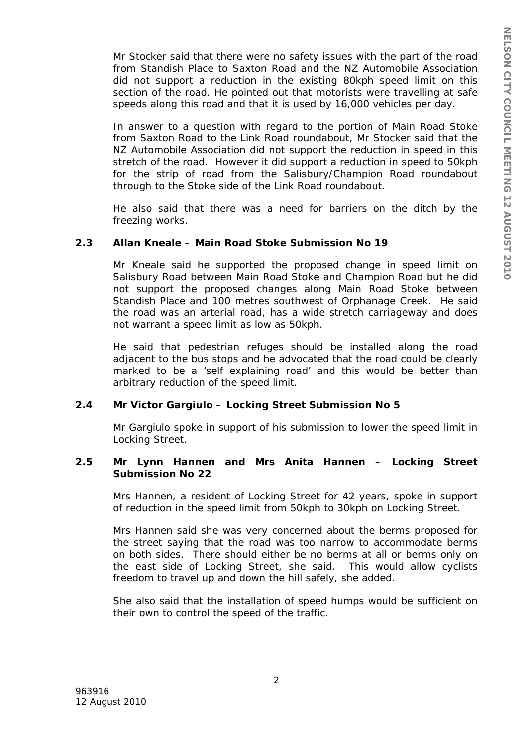Mr Stocker said that there were no safety issues with the part of the road from Standish Place to Saxton Road and the NZ Automobile Association did not support a reduction in the existing 80kph speed limit on this section of the road. He pointed out that motorists were travelling at safe speeds along this road and that it is used by 16,000 vehicles per day.

In answer to a question with regard to the portion of Main Road Stoke from Saxton Road to the Link Road roundabout, Mr Stocker said that the NZ Automobile Association did not support the reduction in speed in this stretch of the road. However it did support a reduction in speed to 50kph for the strip of road from the Salisbury/Champion Road roundabout through to the Stoke side of the Link Road roundabout.

He also said that there was a need for barriers on the ditch by the freezing works.

**2.3 Allan Kneale – Main Road Stoke Submission No 19**

Mr Kneale said he supported the proposed change in speed limit on Salisbury Road between Main Road Stoke and Champion Road but he did not support the proposed changes along Main Road Stoke between Standish Place and 100 metres southwest of Orphanage Creek. He said the road was an arterial road, has a wide stretch carriageway and does not warrant a speed limit as low as 50kph.

He said that pedestrian refuges should be installed along the road adjacent to the bus stops and he advocated that the road could be clearly marked to be a 'self explaining road' and this would be better than arbitrary reduction of the speed limit.

**2.4 Mr Victor Gargiulo – Locking Street Submission No 5**

Mr Gargiulo spoke in support of his submission to lower the speed limit in Locking Street.

**2.5 Mr Lynn Hannen and Mrs Anita Hannen – Locking Street Submission No 22**

Mrs Hannen, a resident of Locking Street for 42 years, spoke in support of reduction in the speed limit from 50kph to 30kph on Locking Street.

Mrs Hannen said she was very concerned about the berms proposed for the street saying that the road was too narrow to accommodate berms on both sides. There should either be no berms at all or berms only on the east side of Locking Street, she said. This would allow cyclists freedom to travel up and down the hill safely, she added.

She also said that the installation of speed humps would be sufficient on their own to control the speed of the traffic.

963916
12 August 2010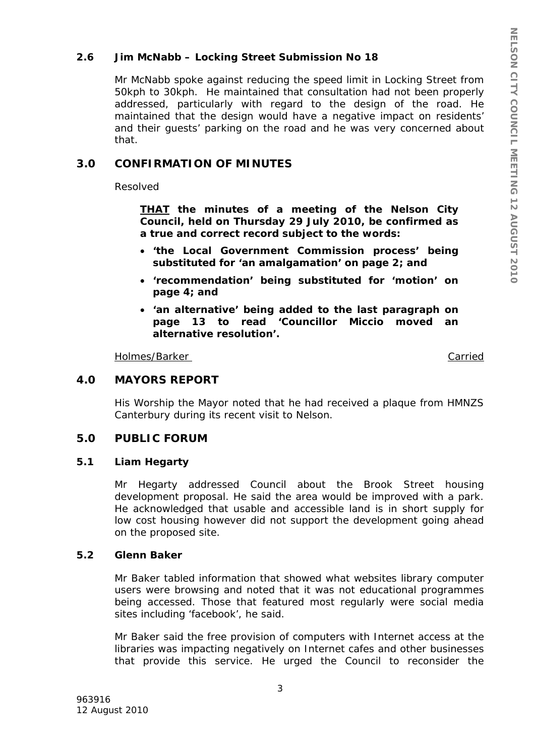### 2.6 Jim McNabb – Locking Street Submission No 18

Mr McNabb spoke against reducing the speed limit in Locking Street from 50kph to 30kph. He maintained that consultation had not been properly addressed, particularly with regard to the design of the road. He maintained that the design would have a negative impact on residents' and their guests' parking on the road and he was very concerned about that.

## 3.0 CONFIRMATION OF MINUTES

Resolved

> **<u>THAT</u> the minutes of a meeting of the Nelson City Council, held on Thursday 29 July 2010, be confirmed as a true and correct record subject to the words:**
>
> - **'the Local Government Commission process' being substituted for 'an amalgamation' on page 2; and**
> - **'recommendation' being substituted for 'motion' on page 4; and**
> - **'an alternative' being added to the last paragraph on page 13 to read 'Councillor Miccio moved an alternative resolution'.**

<u>Holmes/Barker</u> <u>Carried</u>

## 4.0 MAYORS REPORT

His Worship the Mayor noted that he had received a plaque from HMNZS Canterbury during its recent visit to Nelson.

## 5.0 PUBLIC FORUM

### 5.1 Liam Hegarty

Mr Hegarty addressed Council about the Brook Street housing development proposal. He said the area would be improved with a park. He acknowledged that usable and accessible land is in short supply for low cost housing however did not support the development going ahead on the proposed site.

### 5.2 Glenn Baker

Mr Baker tabled information that showed what websites library computer users were browsing and noted that it was not educational programmes being accessed. Those that featured most regularly were social media sites including 'facebook', he said.

Mr Baker said the free provision of computers with Internet access at the libraries was impacting negatively on Internet cafes and other businesses that provide this service. He urged the Council to reconsider the

963916
12 August 2010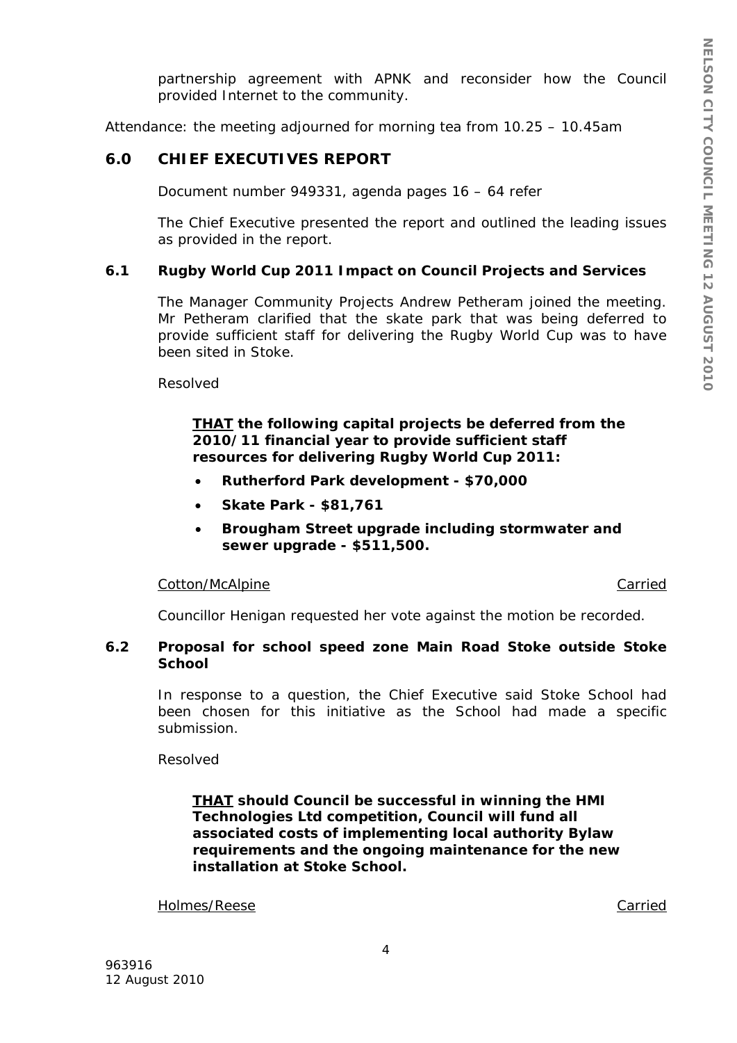partnership agreement with APNK and reconsider how the Council provided Internet to the community.

Attendance: the meeting adjourned for morning tea from 10.25 – 10.45am

## 6.0 CHIEF EXECUTIVES REPORT

Document number 949331, agenda pages 16 – 64 refer

The Chief Executive presented the report and outlined the leading issues as provided in the report.

### 6.1 Rugby World Cup 2011 Impact on Council Projects and Services

The Manager Community Projects Andrew Petheram joined the meeting. Mr Petheram clarified that the skate park that was being deferred to provide sufficient staff for delivering the Rugby World Cup was to have been sited in Stoke.

Resolved

**THAT the following capital projects be deferred from the 2010/11 financial year to provide sufficient staff resources for delivering Rugby World Cup 2011:**

- **Rutherford Park development - $70,000**
- **Skate Park - $81,761**
- **Brougham Street upgrade including stormwater and sewer upgrade - $511,500.**

Cotton/McAlpine — Carried

Councillor Henigan requested her vote against the motion be recorded.

### 6.2 Proposal for school speed zone Main Road Stoke outside Stoke School

In response to a question, the Chief Executive said Stoke School had been chosen for this initiative as the School had made a specific submission.

Resolved

**THAT should Council be successful in winning the HMI Technologies Ltd competition, Council will fund all associated costs of implementing local authority Bylaw requirements and the ongoing maintenance for the new installation at Stoke School.**

Holmes/Reese — Carried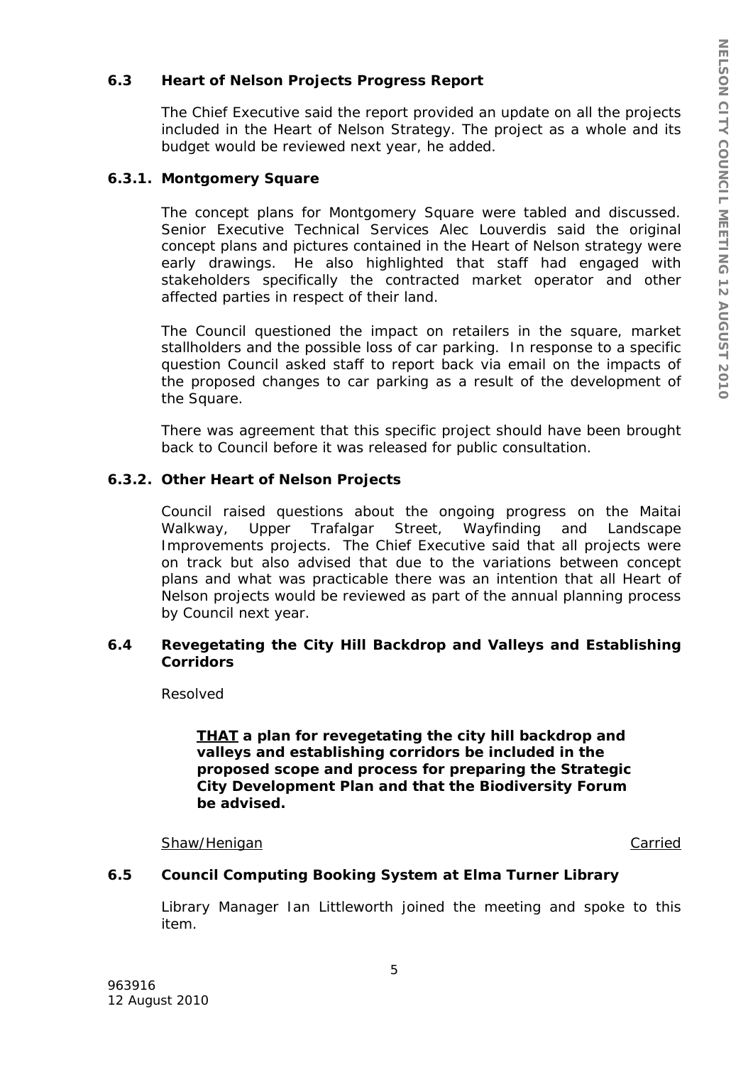### 6.3 Heart of Nelson Projects Progress Report

The Chief Executive said the report provided an update on all the projects included in the Heart of Nelson Strategy. The project as a whole and its budget would be reviewed next year, he added.

### 6.3.1. Montgomery Square

The concept plans for Montgomery Square were tabled and discussed. Senior Executive Technical Services Alec Louverdis said the original concept plans and pictures contained in the Heart of Nelson strategy were early drawings. He also highlighted that staff had engaged with stakeholders specifically the contracted market operator and other affected parties in respect of their land.

The Council questioned the impact on retailers in the square, market stallholders and the possible loss of car parking. In response to a specific question Council asked staff to report back via email on the impacts of the proposed changes to car parking as a result of the development of the Square.

There was agreement that this specific project should have been brought back to Council before it was released for public consultation.

### 6.3.2. Other Heart of Nelson Projects

Council raised questions about the ongoing progress on the Maitai Walkway, Upper Trafalgar Street, Wayfinding and Landscape Improvements projects. The Chief Executive said that all projects were on track but also advised that due to the variations between concept plans and what was practicable there was an intention that all Heart of Nelson projects would be reviewed as part of the annual planning process by Council next year.

### 6.4 Revegetating the City Hill Backdrop and Valleys and Establishing Corridors

Resolved

> **THAT a plan for revegetating the city hill backdrop and valleys and establishing corridors be included in the proposed scope and process for preparing the Strategic City Development Plan and that the Biodiversity Forum be advised.**

Shaw/Henigan Carried

### 6.5 Council Computing Booking System at Elma Turner Library

Library Manager Ian Littleworth joined the meeting and spoke to this item.

963916
12 August 2010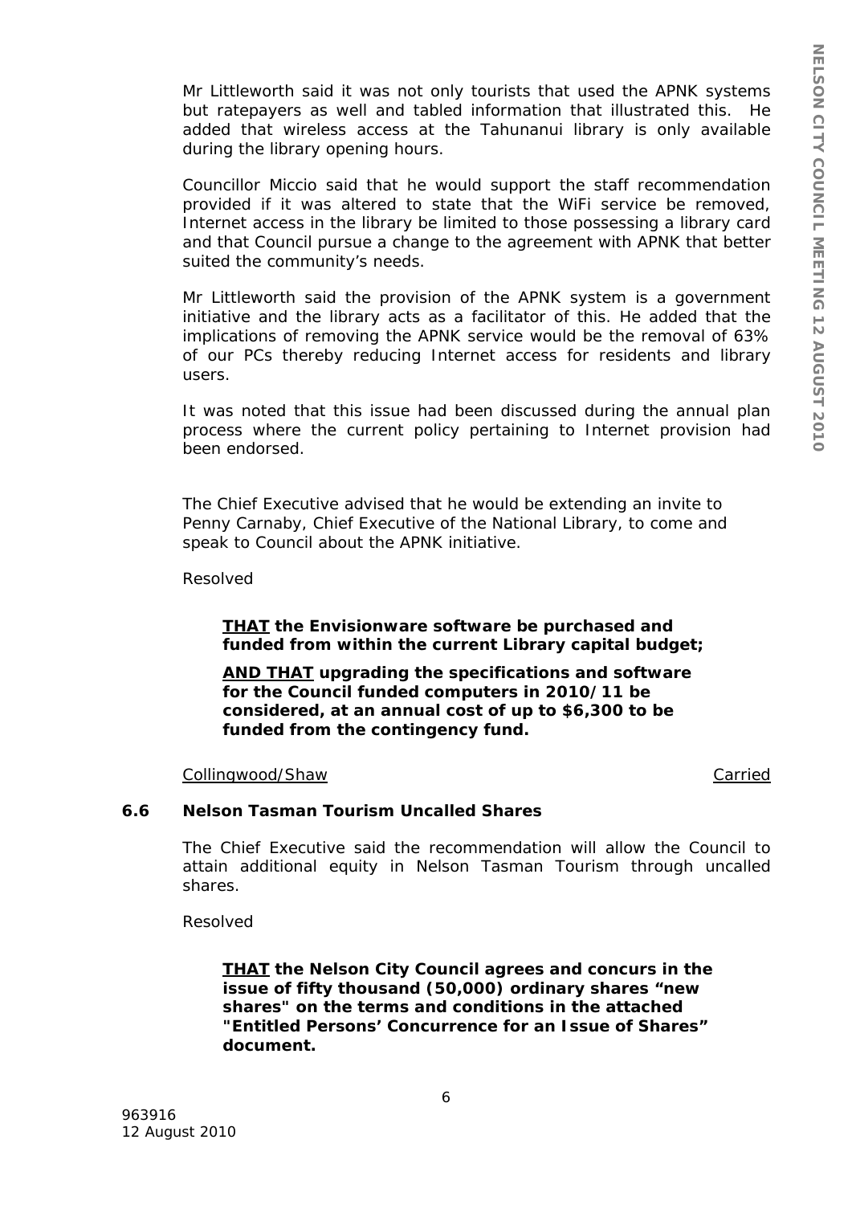Mr Littleworth said it was not only tourists that used the APNK systems but ratepayers as well and tabled information that illustrated this. He added that wireless access at the Tahunanui library is only available during the library opening hours.

Councillor Miccio said that he would support the staff recommendation provided if it was altered to state that the WiFi service be removed, Internet access in the library be limited to those possessing a library card and that Council pursue a change to the agreement with APNK that better suited the community's needs.

Mr Littleworth said the provision of the APNK system is a government initiative and the library acts as a facilitator of this. He added that the implications of removing the APNK service would be the removal of 63% of our PCs thereby reducing Internet access for residents and library users.

It was noted that this issue had been discussed during the annual plan process where the current policy pertaining to Internet provision had been endorsed.

The Chief Executive advised that he would be extending an invite to Penny Carnaby, Chief Executive of the National Library, to come and speak to Council about the APNK initiative.

Resolved

> **<u>THAT</u> the Envisionware software be purchased and funded from within the current Library capital budget;**
>
> **<u>AND THAT</u> upgrading the specifications and software for the Council funded computers in 2010/11 be considered, at an annual cost of up to $6,300 to be funded from the contingency fund.**

<u>Collingwood/Shaw</u> <u>Carried</u>

### 6.6 Nelson Tasman Tourism Uncalled Shares

The Chief Executive said the recommendation will allow the Council to attain additional equity in Nelson Tasman Tourism through uncalled shares.

Resolved

> **<u>THAT</u> the Nelson City Council agrees and concurs in the issue of fifty thousand (50,000) ordinary shares "new shares" on the terms and conditions in the attached "Entitled Persons' Concurrence for an Issue of Shares" document.**

963916
12 August 2010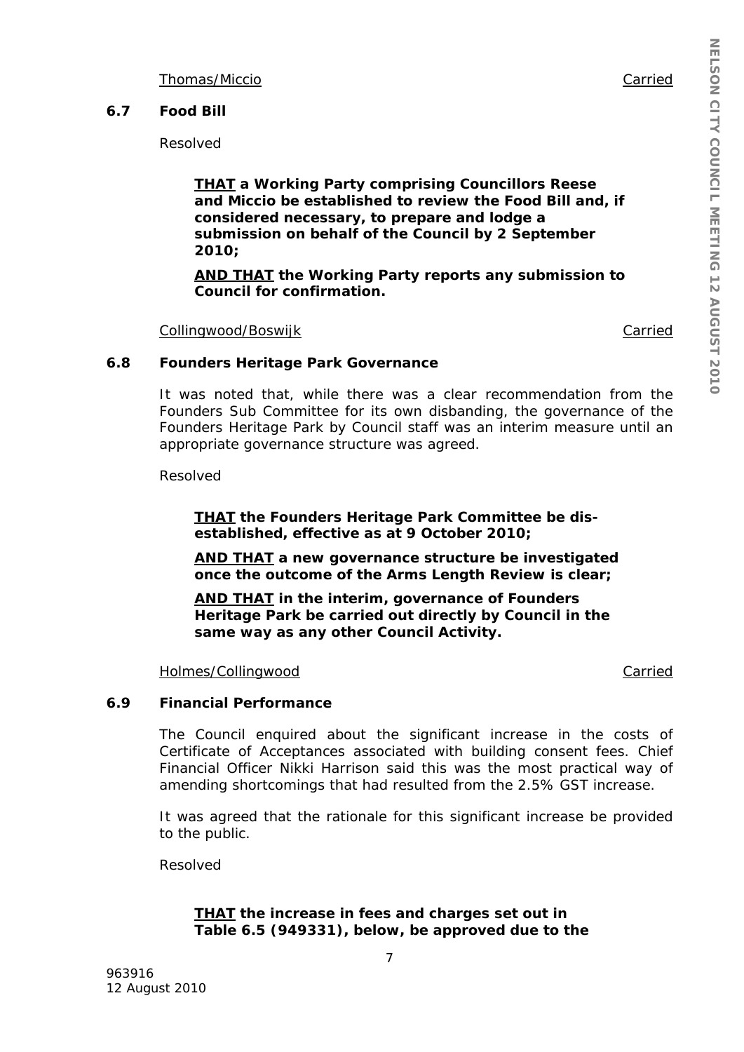Thomas/Miccio Carried

### 6.7 Food Bill

Resolved

> **<u>THAT</u> a Working Party comprising Councillors Reese and Miccio be established to review the Food Bill and, if considered necessary, to prepare and lodge a submission on behalf of the Council by 2 September 2010;**
>
> **<u>AND THAT</u> the Working Party reports any submission to Council for confirmation.**

Collingwood/Boswijk Carried

### 6.8 Founders Heritage Park Governance

It was noted that, while there was a clear recommendation from the Founders Sub Committee for its own disbanding, the governance of the Founders Heritage Park by Council staff was an interim measure until an appropriate governance structure was agreed.

Resolved

> **<u>THAT</u> the Founders Heritage Park Committee be dis-established, effective as at 9 October 2010;**
>
> **<u>AND THAT</u> a new governance structure be investigated once the outcome of the Arms Length Review is clear;**
>
> **<u>AND THAT</u> in the interim, governance of Founders Heritage Park be carried out directly by Council in the same way as any other Council Activity.**

Holmes/Collingwood Carried

### 6.9 Financial Performance

The Council enquired about the significant increase in the costs of Certificate of Acceptances associated with building consent fees. Chief Financial Officer Nikki Harrison said this was the most practical way of amending shortcomings that had resulted from the 2.5% GST increase.

It was agreed that the rationale for this significant increase be provided to the public.

Resolved

> **<u>THAT</u> the increase in fees and charges set out in Table 6.5 (949331), below, be approved due to the**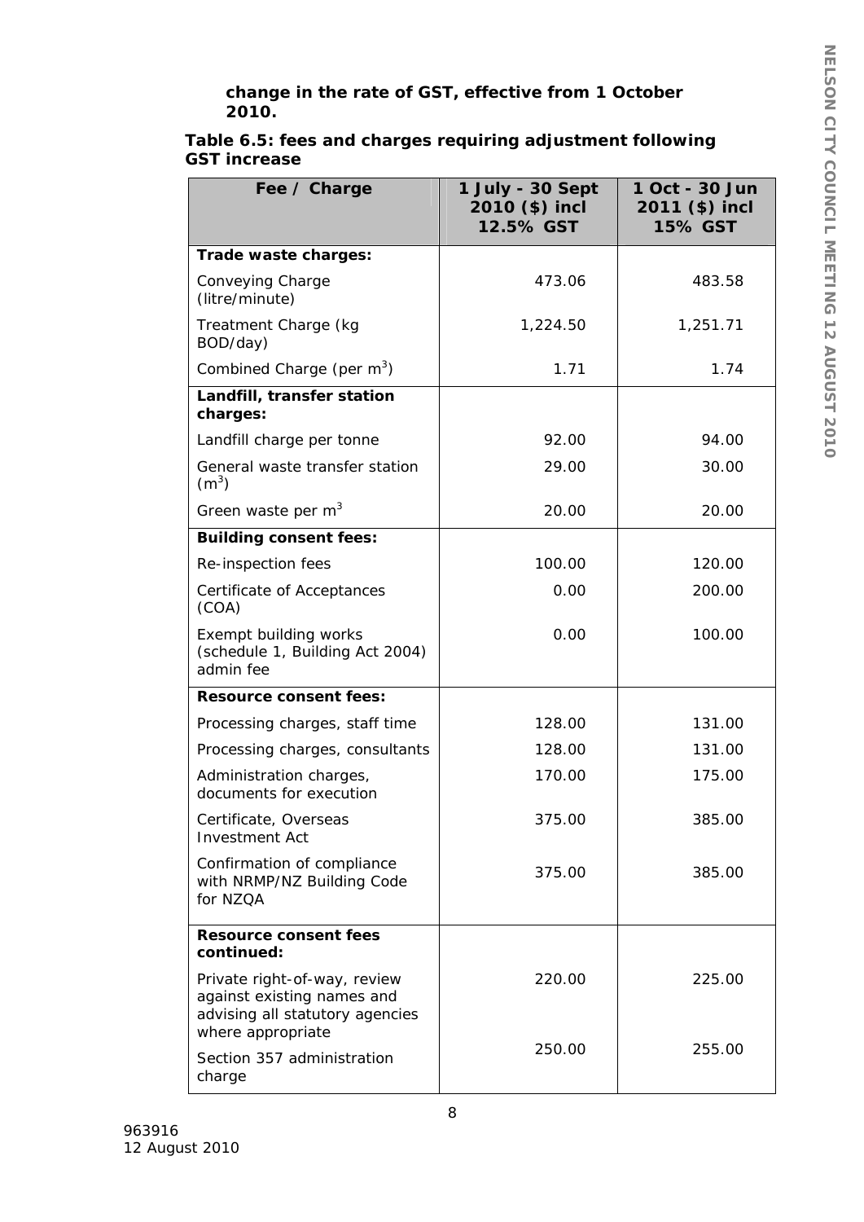**change in the rate of GST, effective from 1 October 2010.**

**Table 6.5: fees and charges requiring adjustment following GST increase**

| Fee / Charge | 1 July - 30 Sept 2010 ($) incl 12.5% GST | 1 Oct - 30 Jun 2011 ($) incl 15% GST |
|---|---|---|
| **Trade waste charges:** | | |
| Conveying Charge (litre/minute) | 473.06 | 483.58 |
| Treatment Charge (kg BOD/day) | 1,224.50 | 1,251.71 |
| Combined Charge (per $m^3$) | 1.71 | 1.74 |
| **Landfill, transfer station charges:** | | |
| Landfill charge per tonne | 92.00 | 94.00 |
| General waste transfer station ($m^3$) | 29.00 | 30.00 |
| Green waste per $m^3$ | 20.00 | 20.00 |
| **Building consent fees:** | | |
| Re-inspection fees | 100.00 | 120.00 |
| Certificate of Acceptances (COA) | 0.00 | 200.00 |
| Exempt building works (schedule 1, Building Act 2004) admin fee | 0.00 | 100.00 |
| **Resource consent fees:** | | |
| Processing charges, staff time | 128.00 | 131.00 |
| Processing charges, consultants | 128.00 | 131.00 |
| Administration charges, documents for execution | 170.00 | 175.00 |
| Certificate, Overseas Investment Act | 375.00 | 385.00 |
| Confirmation of compliance with NRMP/NZ Building Code for NZQA | 375.00 | 385.00 |
| **Resource consent fees continued:** | | |
| Private right-of-way, review against existing names and advising all statutory agencies where appropriate | 220.00 | 225.00 |
| Section 357 administration charge | 250.00 | 255.00 |

963916
12 August 2010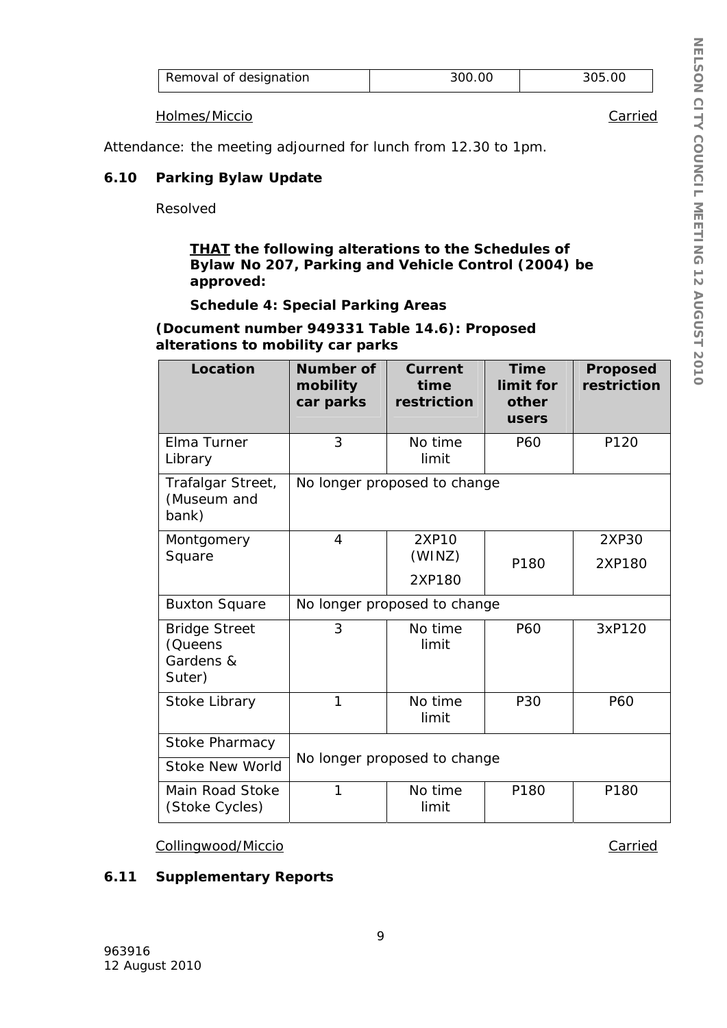| Removal of designation | 300.00 | 305.00 |
|---|---|---|

Holmes/Miccio Carried

Attendance: the meeting adjourned for lunch from 12.30 to 1pm.

### 6.10 Parking Bylaw Update

Resolved

**<u>THAT</u> the following alterations to the Schedules of Bylaw No 207, Parking and Vehicle Control (2004) be approved:**

**Schedule 4: Special Parking Areas**

**(Document number 949331 Table 14.6): Proposed alterations to mobility car parks**

| Location | Number of mobility car parks | Current time restriction | Time limit for other users | Proposed restriction |
|---|---|---|---|---|
| Elma Turner Library | 3 | No time limit | P60 | P120 |
| Trafalgar Street, (Museum and bank) | No longer proposed to change | | | |
| Montgomery Square | 4 | 2XP10 (WINZ) 2XP180 | P180 | 2XP30 2XP180 |
| Buxton Square | No longer proposed to change | | | |
| Bridge Street (Queens Gardens & Suter) | 3 | No time limit | P60 | 3xP120 |
| Stoke Library | 1 | No time limit | P30 | P60 |
| Stoke Pharmacy | No longer proposed to change | | | |
| Stoke New World | No longer proposed to change | | | |
| Main Road Stoke (Stoke Cycles) | 1 | No time limit | P180 | P180 |

Collingwood/Miccio Carried

### 6.11 Supplementary Reports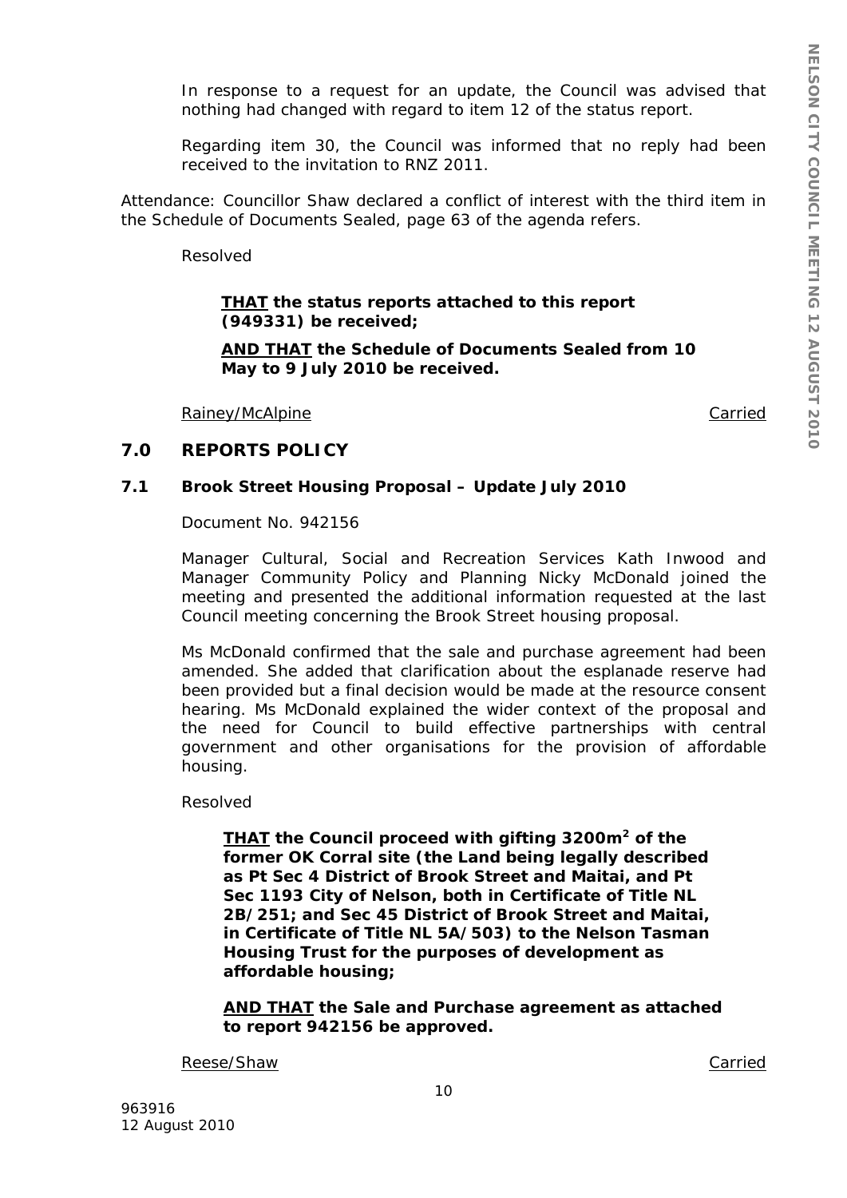In response to a request for an update, the Council was advised that nothing had changed with regard to item 12 of the status report.

Regarding item 30, the Council was informed that no reply had been received to the invitation to RNZ 2011.

Attendance: Councillor Shaw declared a conflict of interest with the third item in the Schedule of Documents Sealed, page 63 of the agenda refers.

Resolved

**<u>THAT</u> the status reports attached to this report (949331) be received;**

**<u>AND THAT</u> the Schedule of Documents Sealed from 10 May to 9 July 2010 be received.**

<u>Rainey/McAlpine</u> <u>Carried</u>

## 7.0 REPORTS POLICY

### 7.1 Brook Street Housing Proposal – Update July 2010

Document No. 942156

Manager Cultural, Social and Recreation Services Kath Inwood and Manager Community Policy and Planning Nicky McDonald joined the meeting and presented the additional information requested at the last Council meeting concerning the Brook Street housing proposal.

Ms McDonald confirmed that the sale and purchase agreement had been amended. She added that clarification about the esplanade reserve had been provided but a final decision would be made at the resource consent hearing. Ms McDonald explained the wider context of the proposal and the need for Council to build effective partnerships with central government and other organisations for the provision of affordable housing.

Resolved

**<u>THAT</u> the Council proceed with gifting 3200m$^2$ of the former OK Corral site (the Land being legally described as Pt Sec 4 District of Brook Street and Maitai, and Pt Sec 1193 City of Nelson, both in Certificate of Title NL 2B/251; and Sec 45 District of Brook Street and Maitai, in Certificate of Title NL 5A/503) to the Nelson Tasman Housing Trust for the purposes of development as affordable housing;**

**<u>AND THAT</u> the Sale and Purchase agreement as attached to report 942156 be approved.**

<u>Reese/Shaw</u> <u>Carried</u>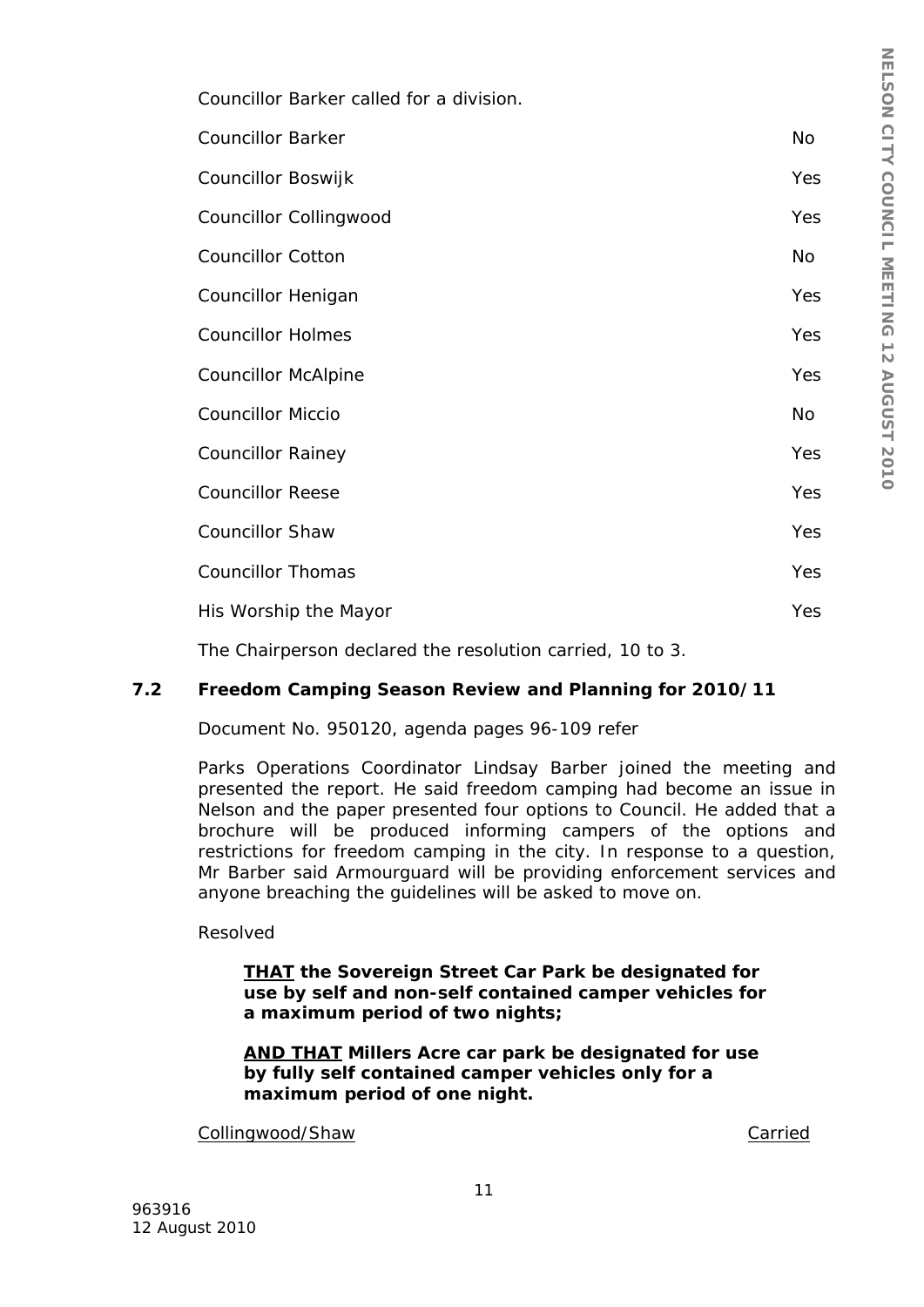Councillor Barker called for a division.

| | |
|---|---|
| Councillor Barker | No |
| Councillor Boswijk | Yes |
| Councillor Collingwood | Yes |
| Councillor Cotton | No |
| Councillor Henigan | Yes |
| Councillor Holmes | Yes |
| Councillor McAlpine | Yes |
| Councillor Miccio | No |
| Councillor Rainey | Yes |
| Councillor Reese | Yes |
| Councillor Shaw | Yes |
| Councillor Thomas | Yes |
| His Worship the Mayor | Yes |

The Chairperson declared the resolution carried, 10 to 3.

### 7.2 Freedom Camping Season Review and Planning for 2010/11

Document No. 950120, agenda pages 96-109 refer

Parks Operations Coordinator Lindsay Barber joined the meeting and presented the report. He said freedom camping had become an issue in Nelson and the paper presented four options to Council. He added that a brochure will be produced informing campers of the options and restrictions for freedom camping in the city. In response to a question, Mr Barber said Armourguard will be providing enforcement services and anyone breaching the guidelines will be asked to move on.

Resolved

> **<u>THAT</u> the Sovereign Street Car Park be designated for use by self and non-self contained camper vehicles for a maximum period of two nights;**
>
> **<u>AND THAT</u> Millers Acre car park be designated for use by fully self contained camper vehicles only for a maximum period of one night.**

<u>Collingwood/Shaw</u> <u>Carried</u>

963916
12 August 2010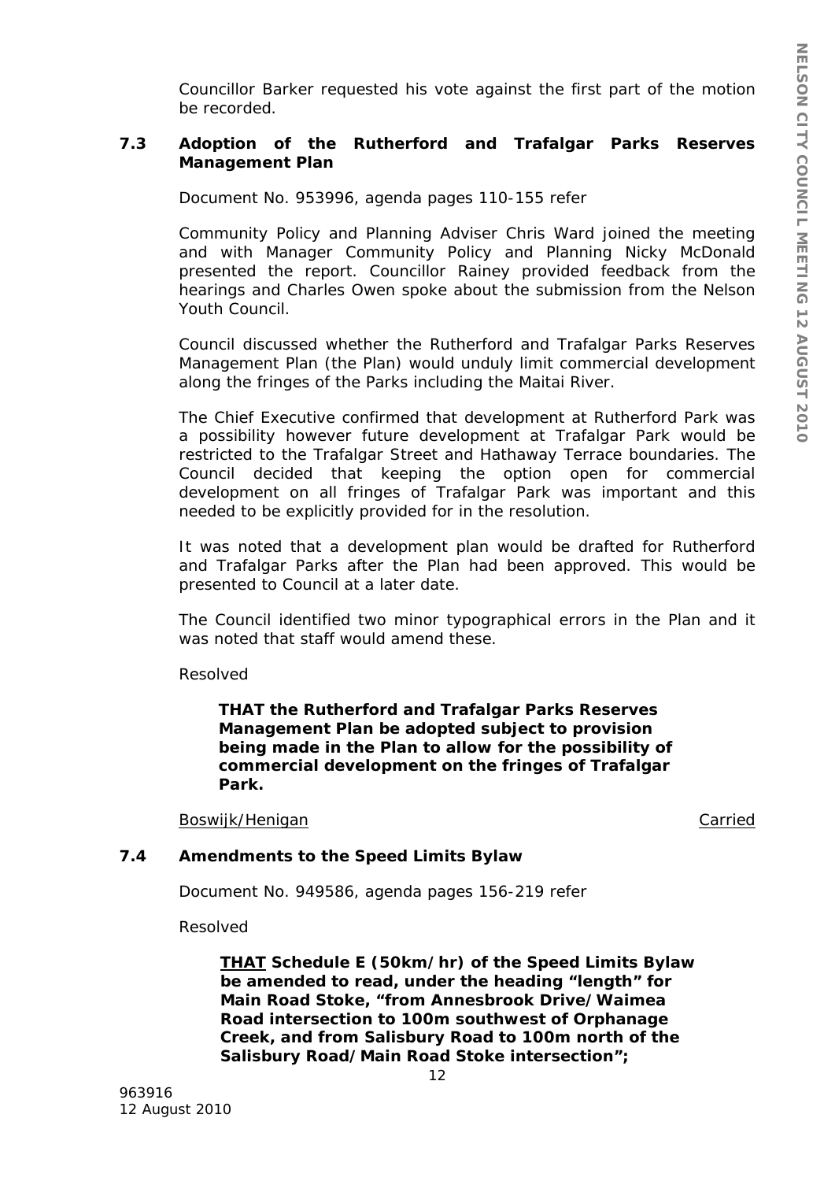Councillor Barker requested his vote against the first part of the motion be recorded.

### 7.3 Adoption of the Rutherford and Trafalgar Parks Reserves Management Plan

Document No. 953996, agenda pages 110-155 refer

Community Policy and Planning Adviser Chris Ward joined the meeting and with Manager Community Policy and Planning Nicky McDonald presented the report. Councillor Rainey provided feedback from the hearings and Charles Owen spoke about the submission from the Nelson Youth Council.

Council discussed whether the Rutherford and Trafalgar Parks Reserves Management Plan (the Plan) would unduly limit commercial development along the fringes of the Parks including the Maitai River.

The Chief Executive confirmed that development at Rutherford Park was a possibility however future development at Trafalgar Park would be restricted to the Trafalgar Street and Hathaway Terrace boundaries. The Council decided that keeping the option open for commercial development on all fringes of Trafalgar Park was important and this needed to be explicitly provided for in the resolution.

It was noted that a development plan would be drafted for Rutherford and Trafalgar Parks after the Plan had been approved. This would be presented to Council at a later date.

The Council identified two minor typographical errors in the Plan and it was noted that staff would amend these.

Resolved

> **THAT the Rutherford and Trafalgar Parks Reserves Management Plan be adopted subject to provision being made in the Plan to allow for the possibility of commercial development on the fringes of Trafalgar Park.**

Boswijk/Henigan — Carried

### 7.4 Amendments to the Speed Limits Bylaw

Document No. 949586, agenda pages 156-219 refer

Resolved

> **THAT Schedule E (50km/hr) of the Speed Limits Bylaw be amended to read, under the heading "length" for Main Road Stoke, "from Annesbrook Drive/Waimea Road intersection to 100m southwest of Orphanage Creek, and from Salisbury Road to 100m north of the Salisbury Road/Main Road Stoke intersection";**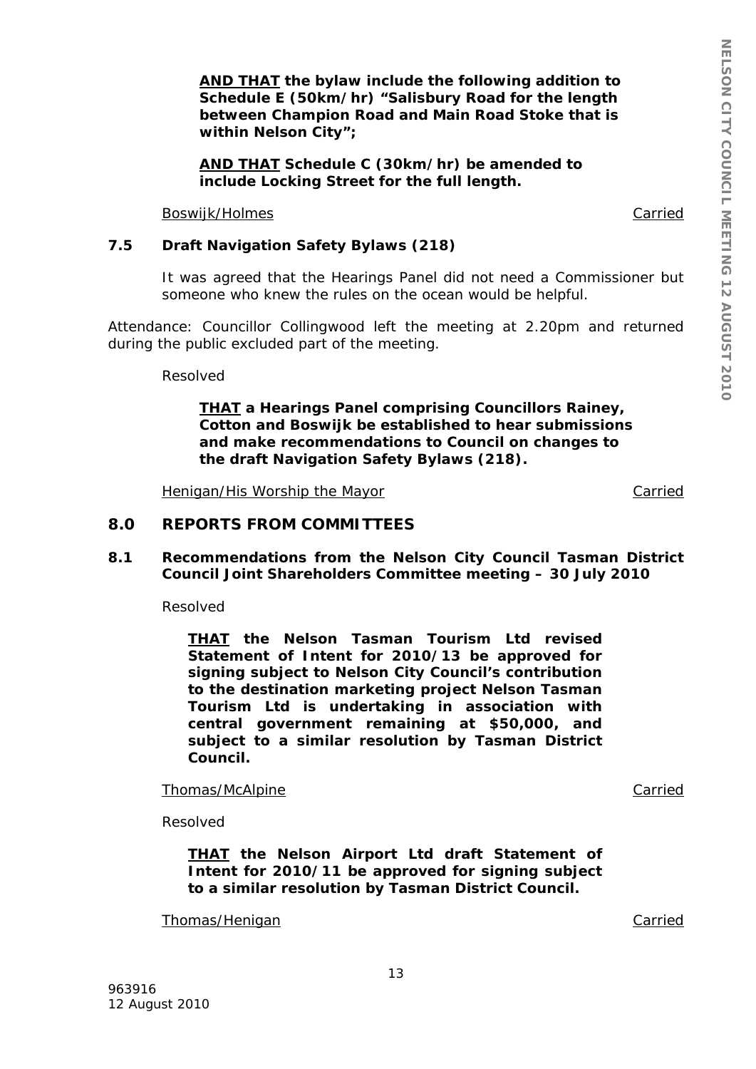**<u>AND THAT</u> the bylaw include the following addition to Schedule E (50km/hr) "Salisbury Road for the length between Champion Road and Main Road Stoke that is within Nelson City";**

**<u>AND THAT</u> Schedule C (30km/hr) be amended to include Locking Street for the full length.**

<u>Boswijk/Holmes</u> <u>Carried</u>

### 7.5 Draft Navigation Safety Bylaws (218)

It was agreed that the Hearings Panel did not need a Commissioner but someone who knew the rules on the ocean would be helpful.

Attendance: Councillor Collingwood left the meeting at 2.20pm and returned during the public excluded part of the meeting.

Resolved

**<u>THAT</u> a Hearings Panel comprising Councillors Rainey, Cotton and Boswijk be established to hear submissions and make recommendations to Council on changes to the draft Navigation Safety Bylaws (218).**

<u>Henigan/His Worship the Mayor</u> <u>Carried</u>

## 8.0 REPORTS FROM COMMITTEES

### 8.1 Recommendations from the Nelson City Council Tasman District Council Joint Shareholders Committee meeting – 30 July 2010

Resolved

**<u>THAT</u> the Nelson Tasman Tourism Ltd revised Statement of Intent for 2010/13 be approved for signing subject to Nelson City Council's contribution to the destination marketing project Nelson Tasman Tourism Ltd is undertaking in association with central government remaining at $50,000, and subject to a similar resolution by Tasman District Council.**

<u>Thomas/McAlpine</u> <u>Carried</u>

Resolved

**<u>THAT</u> the Nelson Airport Ltd draft Statement of Intent for 2010/11 be approved for signing subject to a similar resolution by Tasman District Council.**

<u>Thomas/Henigan</u> <u>Carried</u>

963916
12 August 2010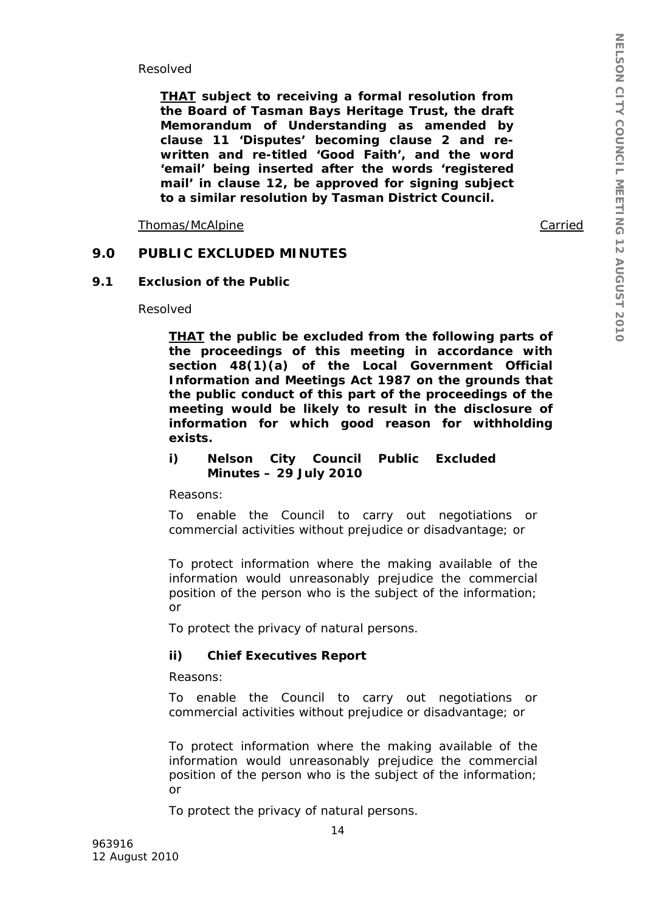Resolved

> **<u>THAT</u> subject to receiving a formal resolution from the Board of Tasman Bays Heritage Trust, the draft Memorandum of Understanding as amended by clause 11 'Disputes' becoming clause 2 and re-written and re-titled 'Good Faith', and the word 'email' being inserted after the words 'registered mail' in clause 12, be approved for signing subject to a similar resolution by Tasman District Council.**

<u>Thomas/McAlpine</u> <u>Carried</u>

## 9.0 PUBLIC EXCLUDED MINUTES

### 9.1 Exclusion of the Public

Resolved

> **<u>THAT</u> the public be excluded from the following parts of the proceedings of this meeting in accordance with section 48(1)(a) of the Local Government Official Information and Meetings Act 1987 on the grounds that the public conduct of this part of the proceedings of the meeting would be likely to result in the disclosure of information for which good reason for withholding exists.**

**i) Nelson City Council Public Excluded Minutes – 29 July 2010**

Reasons:

To enable the Council to carry out negotiations or commercial activities without prejudice or disadvantage; or

To protect information where the making available of the information would unreasonably prejudice the commercial position of the person who is the subject of the information; or

To protect the privacy of natural persons.

**ii) Chief Executives Report**

Reasons:

To enable the Council to carry out negotiations or commercial activities without prejudice or disadvantage; or

To protect information where the making available of the information would unreasonably prejudice the commercial position of the person who is the subject of the information; or

To protect the privacy of natural persons.

963916
12 August 2010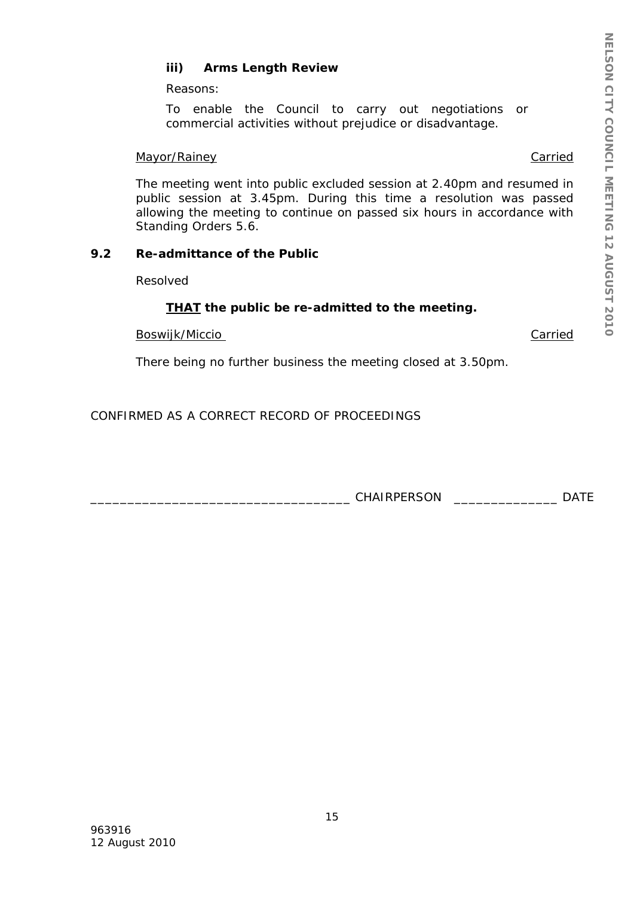**iii) Arms Length Review**

Reasons:

To enable the Council to carry out negotiations or commercial activities without prejudice or disadvantage.

Mayor/Rainey Carried

The meeting went into public excluded session at 2.40pm and resumed in public session at 3.45pm. During this time a resolution was passed allowing the meeting to continue on passed six hours in accordance with Standing Orders 5.6.

**9.2 Re-admittance of the Public**

Resolved

**THAT the public be re-admitted to the meeting.**

Boswijk/Miccio Carried

There being no further business the meeting closed at 3.50pm.

CONFIRMED AS A CORRECT RECORD OF PROCEEDINGS

___________________________________ CHAIRPERSON ______________ DATE

963916
12 August 2010